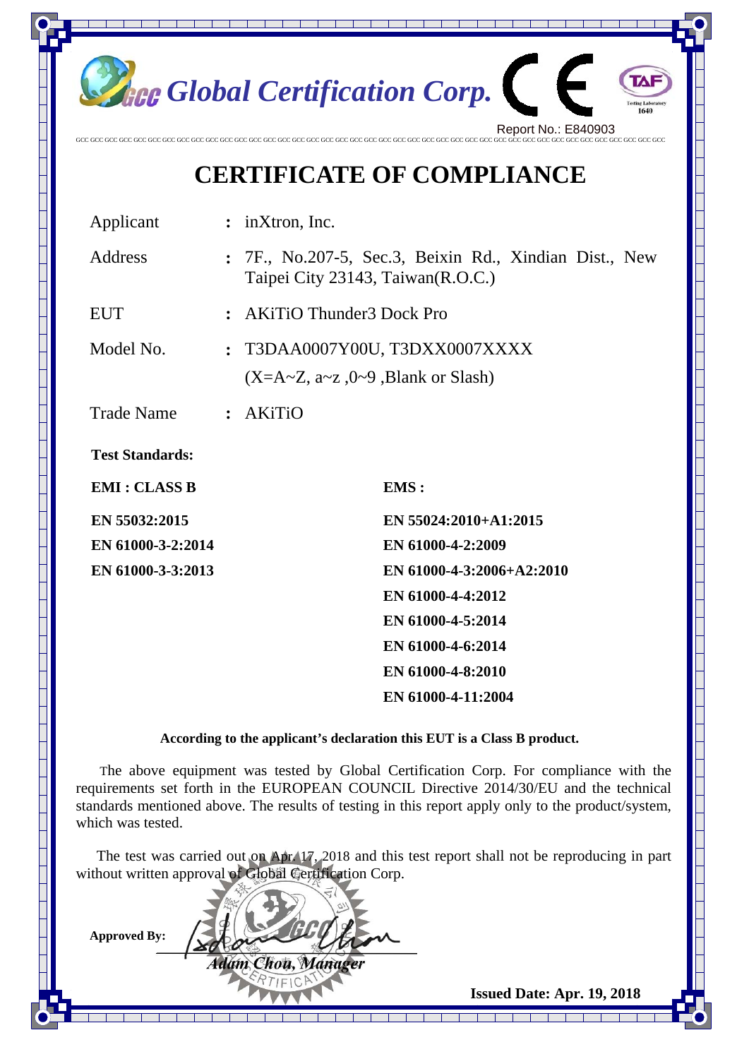Global Certification Corp.

Report No.: E840903

# CERTIFICATE OF COMPLIANCE

| | | |
|---|---|---|
| Applicant | : | inXtron, Inc. |
| Address | : | 7F., No.207-5, Sec.3, Beixin Rd., Xindian Dist., New Taipei City 23143, Taiwan(R.O.C.) |
| EUT | : | AKiTiO Thunder3 Dock Pro |
| Model No. | : | T3DAA0007Y00U, T3DXX0007XXXX (X=A~Z, a~z ,0~9 ,Blank or Slash) |
| Trade Name | : | AKiTiO |

**Test Standards:**

| **EMI : CLASS B** | **EMS :** |
|---|---|
| **EN 55032:2015** | **EN 55024:2010+A1:2015** |
| **EN 61000-3-2:2014** | **EN 61000-4-2:2009** |
| **EN 61000-3-3:2013** | **EN 61000-4-3:2006+A2:2010** |
| | **EN 61000-4-4:2012** |
| | **EN 61000-4-5:2014** |
| | **EN 61000-4-6:2014** |
| | **EN 61000-4-8:2010** |
| | **EN 61000-4-11:2004** |

**According to the applicant's declaration this EUT is a Class B product.**

The above equipment was tested by Global Certification Corp. For compliance with the requirements set forth in the EUROPEAN COUNCIL Directive 2014/30/EU and the technical standards mentioned above. The results of testing in this report apply only to the product/system, which was tested.

The test was carried out on Apr. 17, 2018 and this test report shall not be reproducing in part without written approval of Global Certification Corp.

**Approved By:**

*Adam Chou, Manager*

**Issued Date: Apr. 19, 2018**